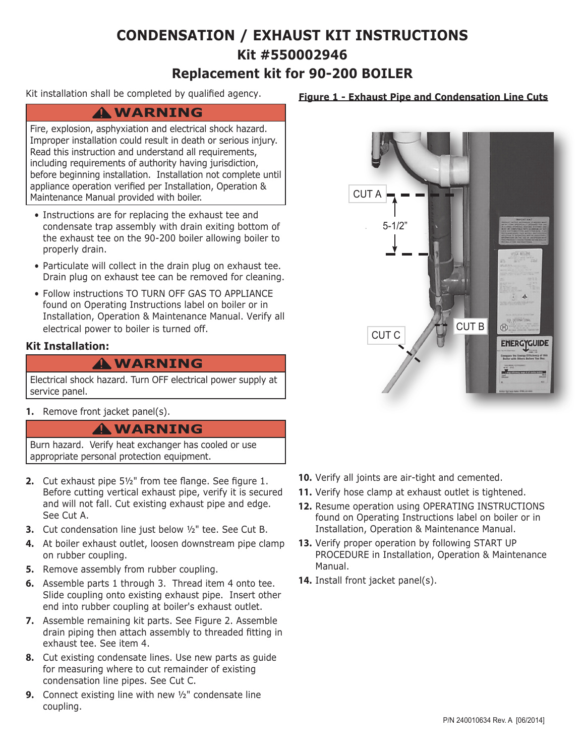# CONDENSATION / EXHAUST KIT INSTRUCTIONS

## Kit #550002946

## Replacement kit for 90-200 BOILER

Kit installation shall be completed by qualified agency.

**⚠ WARNING**

Fire, explosion, asphyxiation and electrical shock hazard. Improper installation could result in death or serious injury. Read this instruction and understand all requirements, including requirements of authority having jurisdiction, before beginning installation. Installation not complete until appliance operation verified per Installation, Operation & Maintenance Manual provided with boiler.

- Instructions are for replacing the exhaust tee and condensate trap assembly with drain exiting bottom of the exhaust tee on the 90-200 boiler allowing boiler to properly drain.
- Particulate will collect in the drain plug on exhaust tee. Drain plug on exhaust tee can be removed for cleaning.
- Follow instructions TO TURN OFF GAS TO APPLIANCE found on Operating Instructions label on boiler or in Installation, Operation & Maintenance Manual. Verify all electrical power to boiler is turned off.

### Kit Installation:

**⚠ WARNING**

Electrical shock hazard. Turn OFF electrical power supply at service panel.

1. Remove front jacket panel(s).

**⚠ WARNING**

Burn hazard. Verify heat exchanger has cooled or use appropriate personal protection equipment.

2. Cut exhaust pipe 5½" from tee flange. See figure 1. Before cutting vertical exhaust pipe, verify it is secured and will not fall. Cut existing exhaust pipe and edge. See Cut A.
3. Cut condensation line just below ½" tee. See Cut B.
4. At boiler exhaust outlet, loosen downstream pipe clamp on rubber coupling.
5. Remove assembly from rubber coupling.
6. Assemble parts 1 through 3. Thread item 4 onto tee. Slide coupling onto existing exhaust pipe. Insert other end into rubber coupling at boiler's exhaust outlet.
7. Assemble remaining kit parts. See Figure 2. Assemble drain piping then attach assembly to threaded fitting in exhaust tee. See item 4.
8. Cut existing condensate lines. Use new parts as guide for measuring where to cut remainder of existing condensation line pipes. See Cut C.
9. Connect existing line with new ½" condensate line coupling.

**Figure 1 - Exhaust Pipe and Condensation Line Cuts**

CUT A

5-1/2"

CUT B

CUT C

10. Verify all joints are air-tight and cemented.
11. Verify hose clamp at exhaust outlet is tightened.
12. Resume operation using OPERATING INSTRUCTIONS found on Operating Instructions label on boiler or in Installation, Operation & Maintenance Manual.
13. Verify proper operation by following START UP PROCEDURE in Installation, Operation & Maintenance Manual.
14. Install front jacket panel(s).

P/N 240010634 Rev. A [06/2014]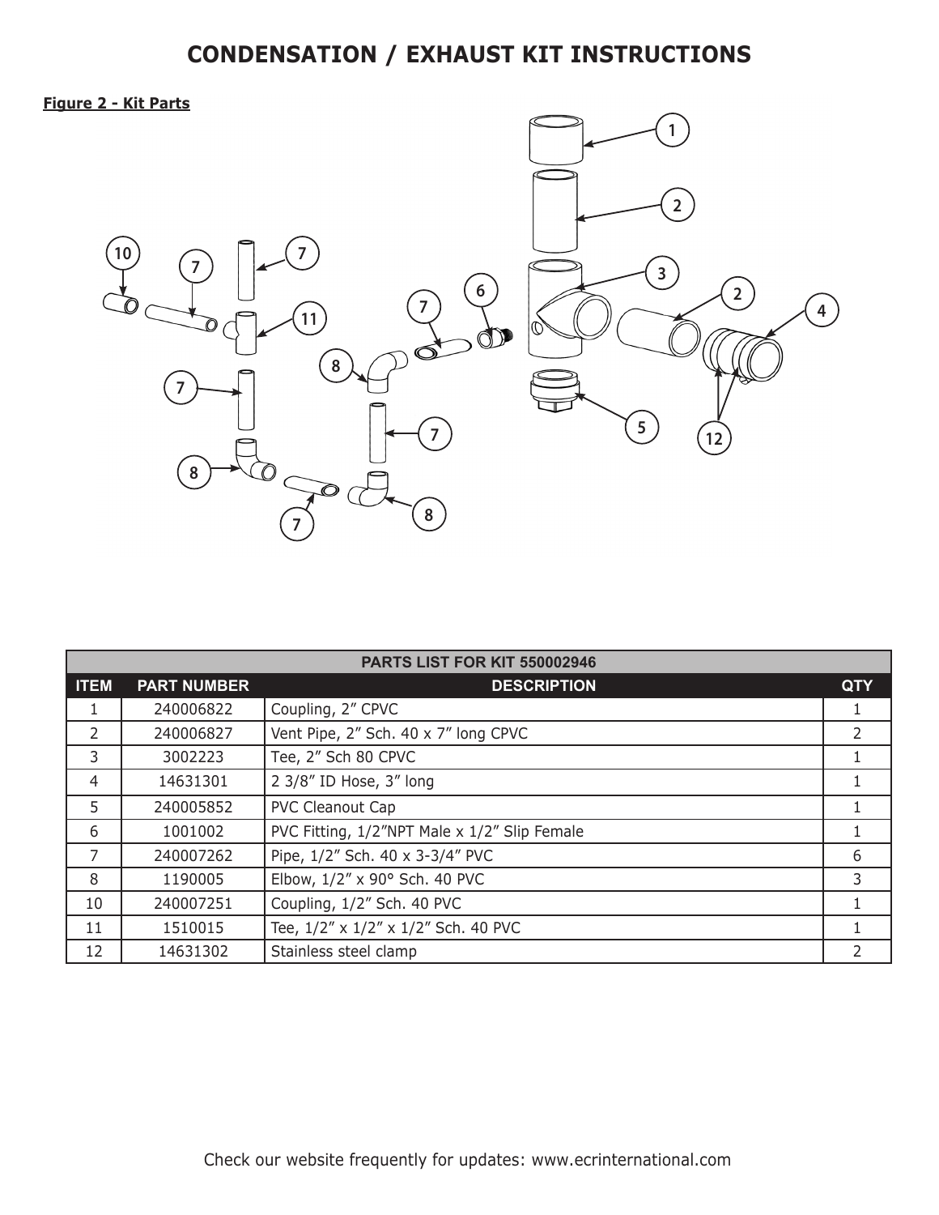# CONDENSATION / EXHAUST KIT INSTRUCTIONS

**Figure 2 - Kit Parts**

1
2
3
2
4
5
12
6
7
8
7
7
10
7
11
7
8
7
8

| PARTS LIST FOR KIT 550002946 | | | |
|---|---|---|---|
| **ITEM** | **PART NUMBER** | **DESCRIPTION** | **QTY** |
| 1 | 240006822 | Coupling, 2" CPVC | 1 |
| 2 | 240006827 | Vent Pipe, 2" Sch. 40 x 7" long CPVC | 2 |
| 3 | 3002223 | Tee, 2" Sch 80 CPVC | 1 |
| 4 | 14631301 | 2 3/8" ID Hose, 3" long | 1 |
| 5 | 240005852 | PVC Cleanout Cap | 1 |
| 6 | 1001002 | PVC Fitting, 1/2"NPT Male x 1/2" Slip Female | 1 |
| 7 | 240007262 | Pipe, 1/2" Sch. 40 x 3-3/4" PVC | 6 |
| 8 | 1190005 | Elbow, 1/2" x 90° Sch. 40 PVC | 3 |
| 10 | 240007251 | Coupling, 1/2" Sch. 40 PVC | 1 |
| 11 | 1510015 | Tee, 1/2" x 1/2" x 1/2" Sch. 40 PVC | 1 |
| 12 | 14631302 | Stainless steel clamp | 2 |

Check our website frequently for updates: www.ecrinternational.com